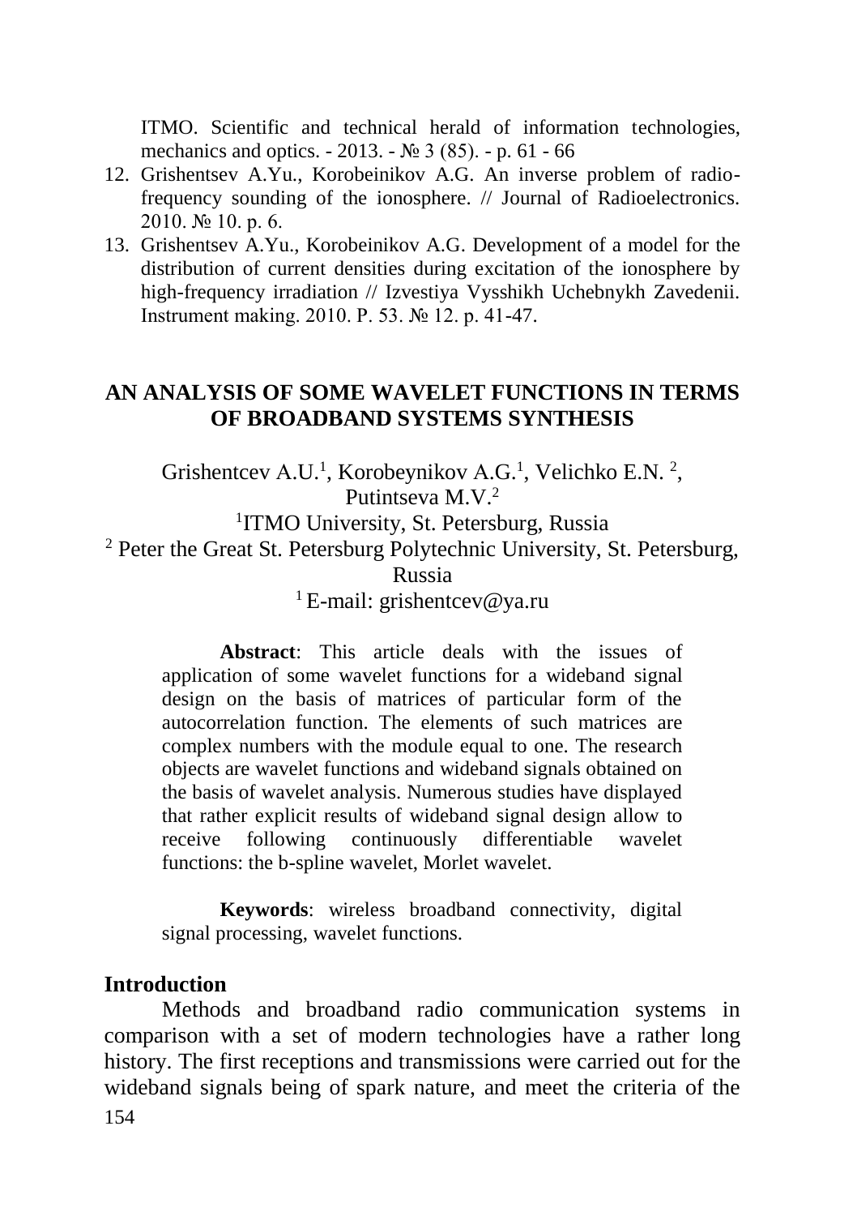ITMO. Scientific and technical herald of information technologies, mechanics and optics. - 2013. - № 3 (85). - p. 61 - 66

12. Grishentsev A.Yu., Korobeinikov A.G. An inverse problem of radio-frequency sounding of the ionosphere. // Journal of Radioelectronics. 2010. № 10. p. 6.
13. Grishentsev A.Yu., Korobeinikov A.G. Development of a model for the distribution of current densities during excitation of the ionosphere by high-frequency irradiation // Izvestiya Vysshikh Uchebnykh Zavedenii. Instrument making. 2010. P. 53. № 12. p. 41-47.

# AN ANALYSIS OF SOME WAVELET FUNCTIONS IN TERMS OF BROADBAND SYSTEMS SYNTHESIS

Grishentcev A.U.[1], Korobeynikov A.G.[1], Velichko E.N. [2], Putintseva M.V.[2]

[1]ITMO University, St. Petersburg, Russia

[2] Peter the Great St. Petersburg Polytechnic University, St. Petersburg, Russia

[1] E-mail: grishentcev@ya.ru

**Abstract**: This article deals with the issues of application of some wavelet functions for a wideband signal design on the basis of matrices of particular form of the autocorrelation function. The elements of such matrices are complex numbers with the module equal to one. The research objects are wavelet functions and wideband signals obtained on the basis of wavelet analysis. Numerous studies have displayed that rather explicit results of wideband signal design allow to receive following continuously differentiable wavelet functions: the b-spline wavelet, Morlet wavelet.

**Keywords**: wireless broadband connectivity, digital signal processing, wavelet functions.

## Introduction

Methods and broadband radio communication systems in comparison with a set of modern technologies have a rather long history. The first receptions and transmissions were carried out for the wideband signals being of spark nature, and meet the criteria of the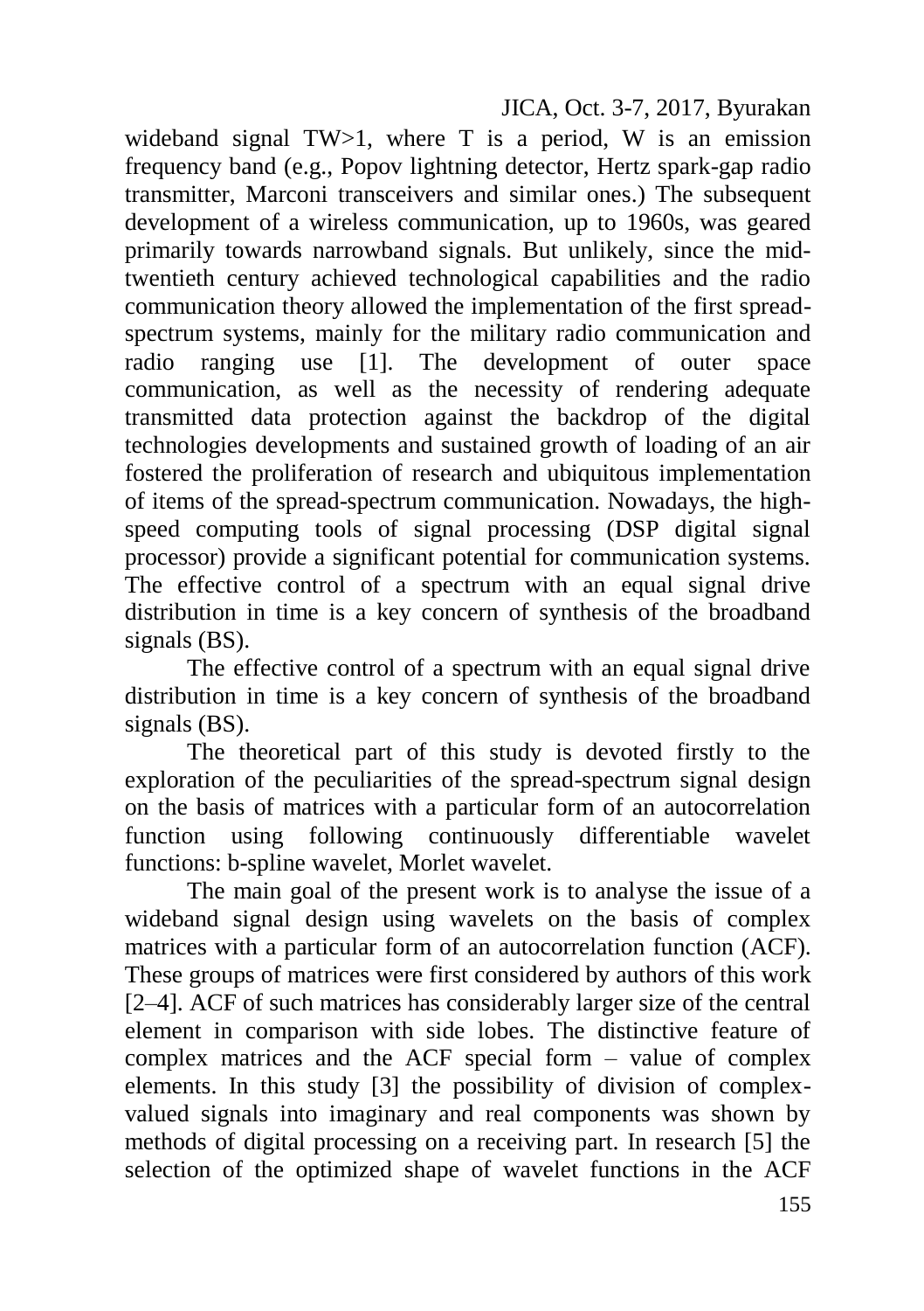wideband signal TW>1, where T is a period, W is an emission frequency band (e.g., Popov lightning detector, Hertz spark-gap radio transmitter, Marconi transceivers and similar ones.) The subsequent development of a wireless communication, up to 1960s, was geared primarily towards narrowband signals. But unlikely, since the mid-twentieth century achieved technological capabilities and the radio communication theory allowed the implementation of the first spread-spectrum systems, mainly for the military radio communication and radio ranging use [1]. The development of outer space communication, as well as the necessity of rendering adequate transmitted data protection against the backdrop of the digital technologies developments and sustained growth of loading of an air fostered the proliferation of research and ubiquitous implementation of items of the spread-spectrum communication. Nowadays, the high-speed computing tools of signal processing (DSP digital signal processor) provide a significant potential for communication systems. The effective control of a spectrum with an equal signal drive distribution in time is a key concern of synthesis of the broadband signals (BS).

The effective control of a spectrum with an equal signal drive distribution in time is a key concern of synthesis of the broadband signals (BS).

The theoretical part of this study is devoted firstly to the exploration of the peculiarities of the spread-spectrum signal design on the basis of matrices with a particular form of an autocorrelation function using following continuously differentiable wavelet functions: b-spline wavelet, Morlet wavelet.

The main goal of the present work is to analyse the issue of a wideband signal design using wavelets on the basis of complex matrices with a particular form of an autocorrelation function (ACF). These groups of matrices were first considered by authors of this work [2–4]. ACF of such matrices has considerably larger size of the central element in comparison with side lobes. The distinctive feature of complex matrices and the ACF special form – value of complex elements. In this study [3] the possibility of division of complex-valued signals into imaginary and real components was shown by methods of digital processing on a receiving part. In research [5] the selection of the optimized shape of wavelet functions in the ACF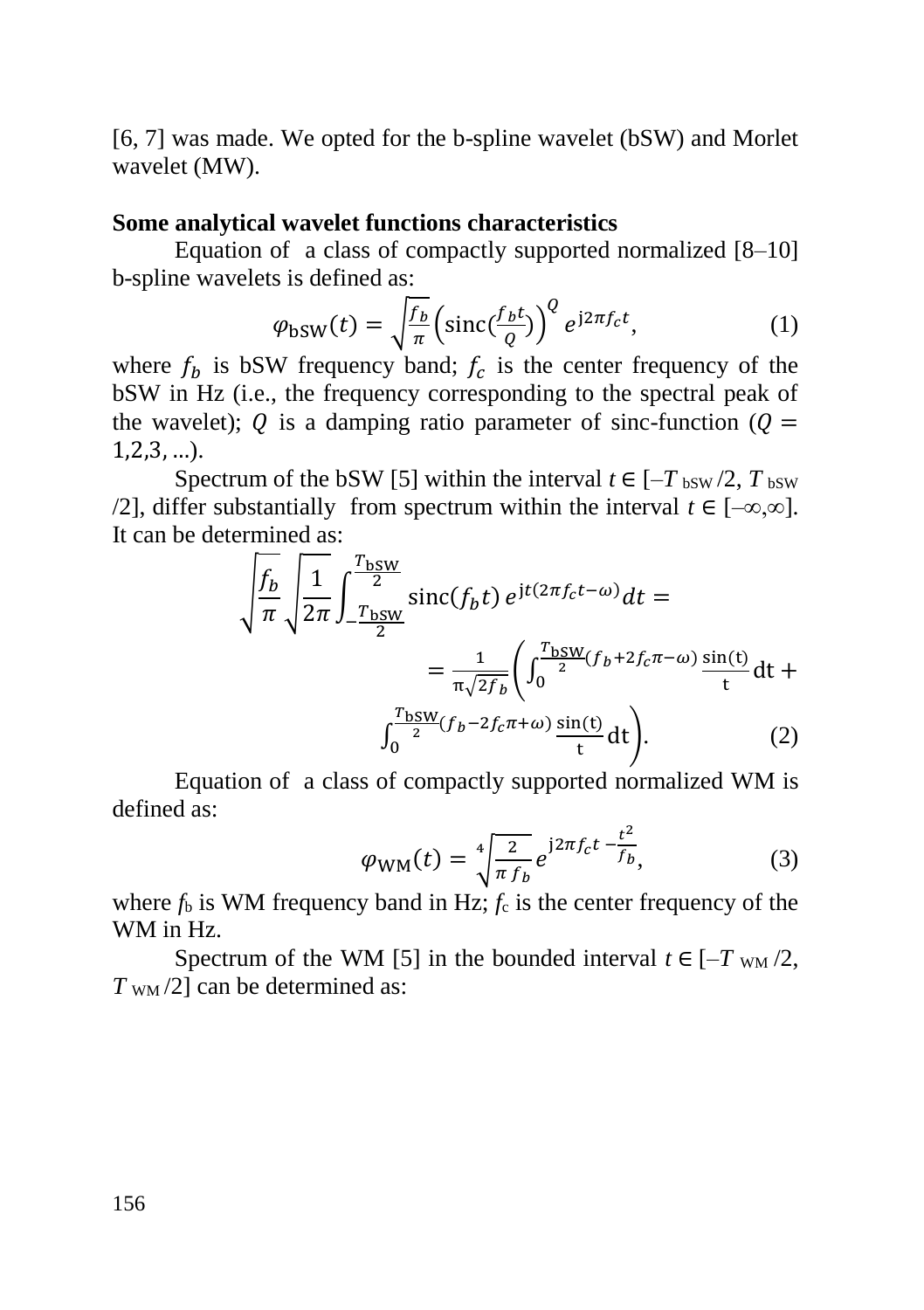[6, 7] was made. We opted for the b-spline wavelet (bSW) and Morlet wavelet (MW).

**Some analytical wavelet functions characteristics**

Equation of a class of compactly supported normalized [8–10] b-spline wavelets is defined as:

$$\varphi_{\text{bSW}}(t) = \sqrt{\frac{f_b}{\pi}}\left(\text{sinc}\left(\frac{f_b t}{Q}\right)\right)^Q e^{\text{j}2\pi f_c t}, \tag{1}$$

where $f_b$ is bSW frequency band; $f_c$ is the center frequency of the bSW in Hz (i.e., the frequency corresponding to the spectral peak of the wavelet); $Q$ is a damping ratio parameter of sinc-function ($Q = 1,2,3, ...$).

Spectrum of the bSW [5] within the interval $t \in [-T_{\text{bSW}}/2, T_{\text{bSW}}/2]$, differ substantially from spectrum within the interval $t \in [-\infty,\infty]$. It can be determined as:

$$\sqrt{\frac{f_b}{\pi}}\sqrt{\frac{1}{2\pi}}\int_{-\frac{T_{\text{bSW}}}{2}}^{\frac{T_{\text{bSW}}}{2}} \text{sinc}(f_b t)\, e^{\text{j}t(2\pi f_c t-\omega)} dt =$$

$$= \frac{1}{\pi\sqrt{2f_b}}\left(\int_0^{\frac{T_{\text{bSW}}}{2}(f_b+2f_c\pi-\omega)} \frac{\sin(t)}{t}\text{dt} + \int_0^{\frac{T_{\text{bSW}}}{2}(f_b-2f_c\pi+\omega)} \frac{\sin(t)}{t}\text{dt}\right). \tag{2}$$

Equation of a class of compactly supported normalized WM is defined as:

$$\varphi_{\text{WM}}(t) = \sqrt[4]{\frac{2}{\pi f_b}}\, e^{\text{j}2\pi f_c t - \frac{t^2}{f_b}}, \tag{3}$$

where $f_b$ is WM frequency band in Hz; $f_c$ is the center frequency of the WM in Hz.

Spectrum of the WM [5] in the bounded interval $t \in [-T_{\text{WM}}/2, T_{\text{WM}}/2]$ can be determined as: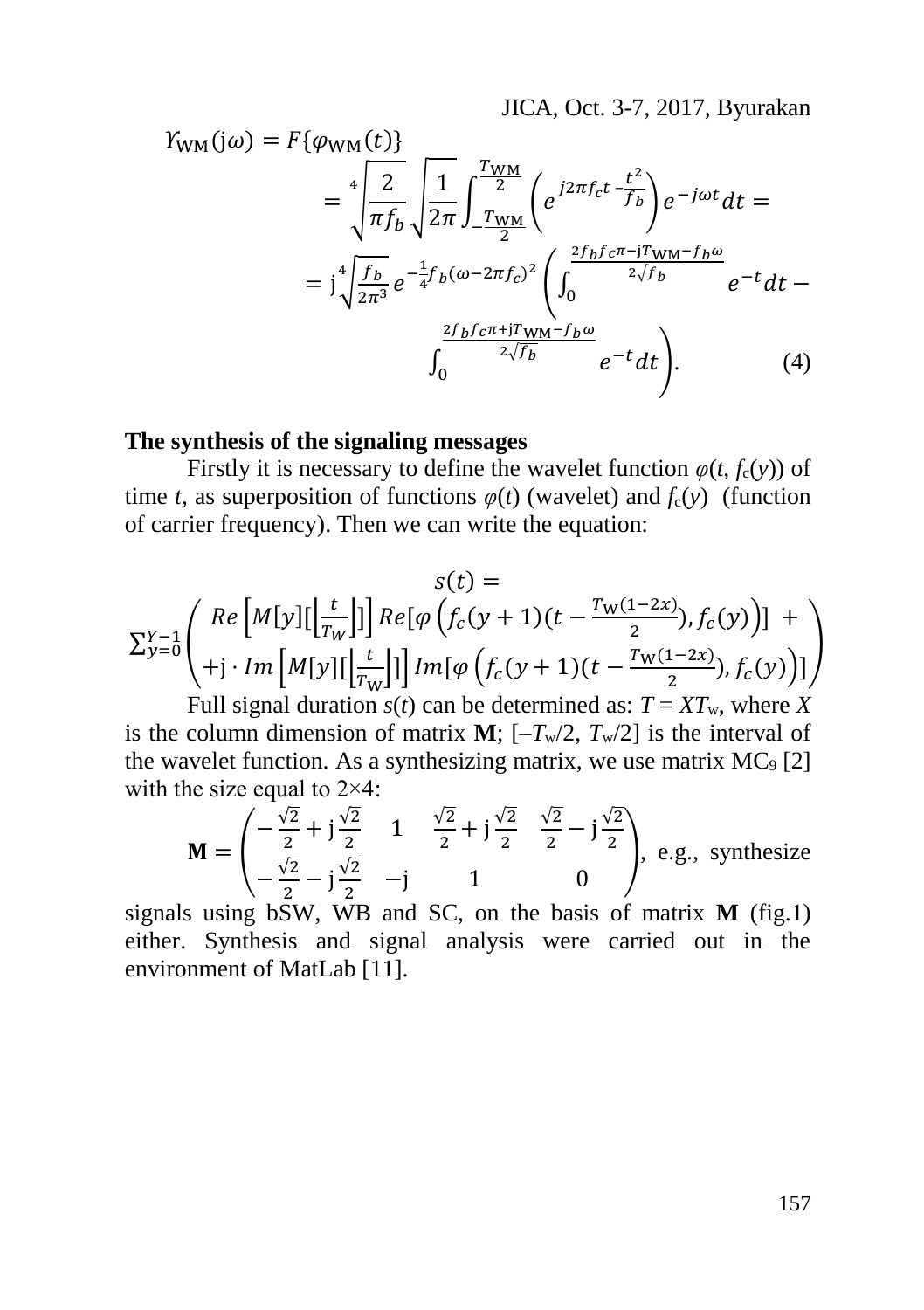$$\Upsilon_{\mathrm{WM}}(\mathrm{j}\omega) = F\{\varphi_{\mathrm{WM}}(t)\} = \sqrt[4]{\frac{2}{\pi f_b}}\sqrt{\frac{1}{2\pi}}\int_{-\frac{T_{\mathrm{WM}}}{2}}^{\frac{T_{\mathrm{WM}}}{2}}\left(e^{j2\pi f_c t - \frac{t^2}{f_b}}\right)e^{-j\omega t}dt =$$

$$= \mathrm{j}\sqrt[4]{\frac{f_b}{2\pi^3}}\,e^{-\frac{1}{4}f_b(\omega-2\pi f_c)^2}\left(\int_0^{\frac{2f_b f_c \pi - \mathrm{j}T_{\mathrm{WM}} - f_b\omega}{2\sqrt{f_b}}} e^{-t}dt - \int_0^{\frac{2f_b f_c \pi + \mathrm{j}T_{\mathrm{WM}} - f_b\omega}{2\sqrt{f_b}}} e^{-t}dt\right). \qquad (4)$$

**The synthesis of the signaling messages**

Firstly it is necessary to define the wavelet function $\varphi(t, f_c(y))$ of time $t$, as superposition of functions $\varphi(t)$ (wavelet) and $f_c(y)$ (function of carrier frequency). Then we can write the equation:

$$s(t) = \sum_{y=0}^{Y-1}\left(\begin{array}{c} Re\left[M[y][\left\lfloor\frac{t}{T_W}\right\rfloor]\right] Re[\varphi\left(f_c(y+1)(t - \frac{T_{\mathrm{W}}(1-2x)}{2}), f_c(y)\right)] \; + \\ +\mathrm{j}\cdot Im\left[M[y][\left\lfloor\frac{t}{T_{\mathrm{W}}}\right\rfloor]\right] Im[\varphi\left(f_c(y+1)(t - \frac{T_{\mathrm{W}}(1-2x)}{2}), f_c(y)\right)] \end{array}\right)$$

Full signal duration $s(t)$ can be determined as: $T = XT_w$, where $X$ is the column dimension of matrix $\mathbf{M}$; $[-T_w/2, T_w/2]$ is the interval of the wavelet function. As a synthesizing matrix, we use matrix $MC_9$ [2] with the size equal to 2×4:

$$\mathbf{M} = \begin{pmatrix} -\frac{\sqrt{2}}{2} + \mathrm{j}\frac{\sqrt{2}}{2} & 1 & \frac{\sqrt{2}}{2} + \mathrm{j}\frac{\sqrt{2}}{2} & \frac{\sqrt{2}}{2} - \mathrm{j}\frac{\sqrt{2}}{2} \\ -\frac{\sqrt{2}}{2} - \mathrm{j}\frac{\sqrt{2}}{2} & -\mathrm{j} & 1 & 0 \end{pmatrix},$$ e.g., synthesize signals using bSW, WB and SC, on the basis of matrix $\mathbf{M}$ (fig.1) either. Synthesis and signal analysis were carried out in the environment of MatLab [11].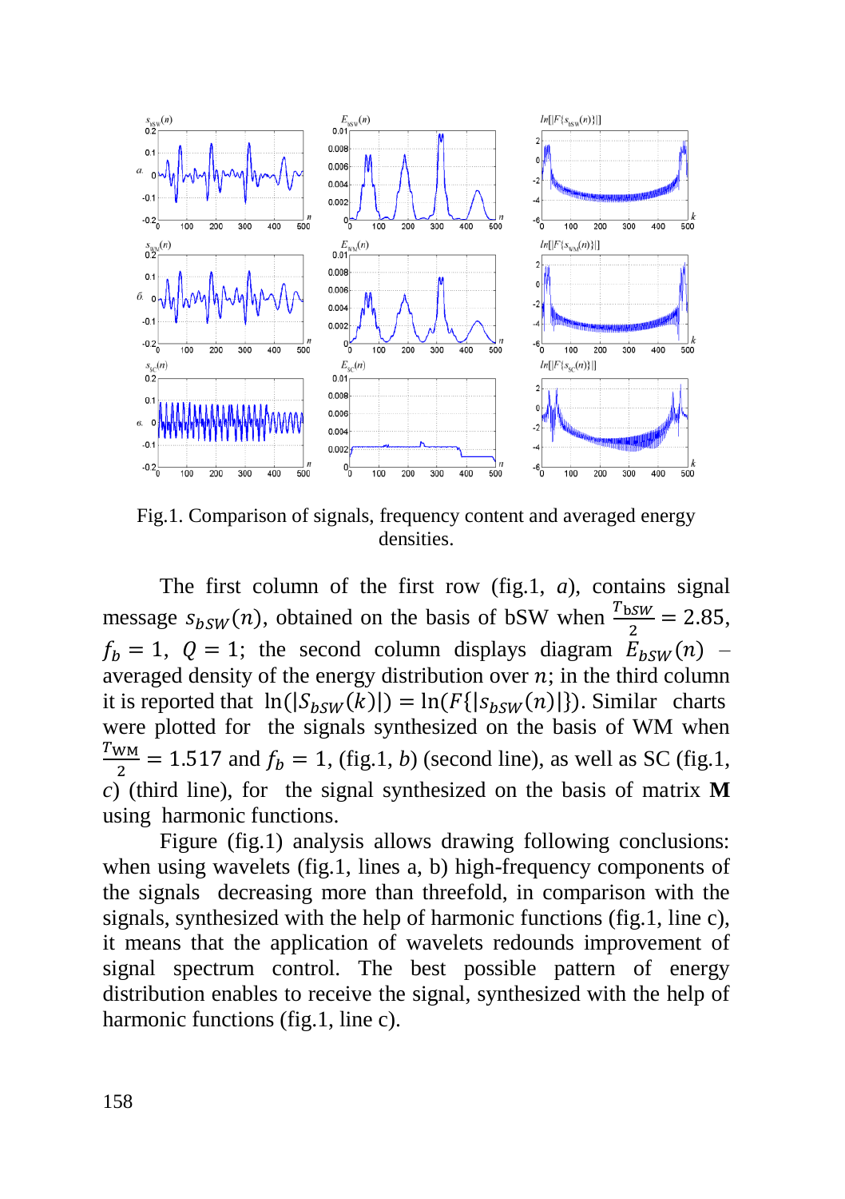Fig.1. Comparison of signals, frequency content and averaged energy densities.

The first column of the first row (fig.1, *a*), contains signal message $s_{bSW}(n)$, obtained on the basis of bSW when $\frac{T_{bSW}}{2} = 2.85$, $f_b = 1$, $Q = 1$; the second column displays diagram $E_{bSW}(n)$ – averaged density of the energy distribution over $n$; in the third column it is reported that $\ln(|S_{bSW}(k)|) = \ln(F\{|s_{bSW}(n)|\})$. Similar charts were plotted for the signals synthesized on the basis of WM when $\frac{T_{WM}}{2} = 1.517$ and $f_b = 1$, (fig.1, *b*) (second line), as well as SC (fig.1, *c*) (third line), for the signal synthesized on the basis of matrix **M** using harmonic functions.

Figure (fig.1) analysis allows drawing following conclusions: when using wavelets (fig.1, lines a, b) high-frequency components of the signals decreasing more than threefold, in comparison with the signals, synthesized with the help of harmonic functions (fig.1, line c), it means that the application of wavelets redounds improvement of signal spectrum control. The best possible pattern of energy distribution enables to receive the signal, synthesized with the help of harmonic functions (fig.1, line c).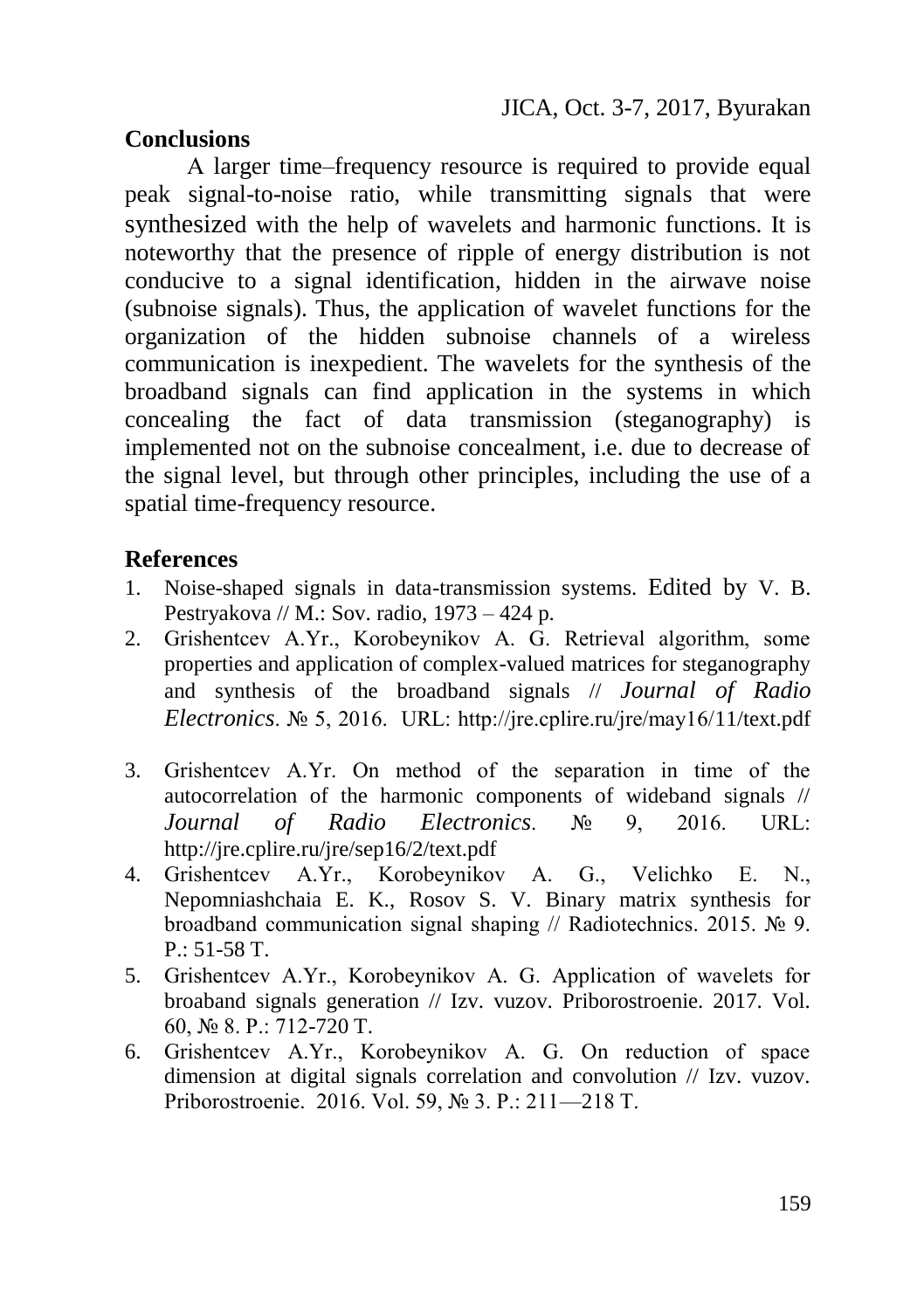## Conclusions

A larger time–frequency resource is required to provide equal peak signal-to-noise ratio, while transmitting signals that were synthesized with the help of wavelets and harmonic functions. It is noteworthy that the presence of ripple of energy distribution is not conducive to a signal identification, hidden in the airwave noise (subnoise signals). Thus, the application of wavelet functions for the organization of the hidden subnoise channels of a wireless communication is inexpedient. The wavelets for the synthesis of the broadband signals can find application in the systems in which concealing the fact of data transmission (steganography) is implemented not on the subnoise concealment, i.e. due to decrease of the signal level, but through other principles, including the use of a spatial time-frequency resource.

## References

1. Noise-shaped signals in data-transmission systems. Edited by V. B. Pestryakova // M.: Sov. radio, 1973 – 424 p.
2. Grishentcev A.Yr., Korobeynikov A. G. Retrieval algorithm, some properties and application of complex-valued matrices for steganography and synthesis of the broadband signals // *Journal of Radio Electronics*. № 5, 2016. URL: http://jre.cplire.ru/jre/may16/11/text.pdf
3. Grishentcev A.Yr. On method of the separation in time of the autocorrelation of the harmonic components of wideband signals // *Journal of Radio Electronics*. № 9, 2016. URL: http://jre.cplire.ru/jre/sep16/2/text.pdf
4. Grishentcev A.Yr., Korobeynikov A. G., Velichko E. N., Nepomniashchaia E. K., Rosov S. V. Binary matrix synthesis for broadband communication signal shaping // Radiotechnics. 2015. № 9. P.: 51-58 T.
5. Grishentcev A.Yr., Korobeynikov A. G. Application of wavelets for broaband signals generation // Izv. vuzov. Priborostroenie. 2017. Vol. 60, № 8. P.: 712-720 T.
6. Grishentcev A.Yr., Korobeynikov A. G. On reduction of space dimension at digital signals correlation and convolution // Izv. vuzov. Priborostroenie. 2016. Vol. 59, № 3. P.: 211—218 T.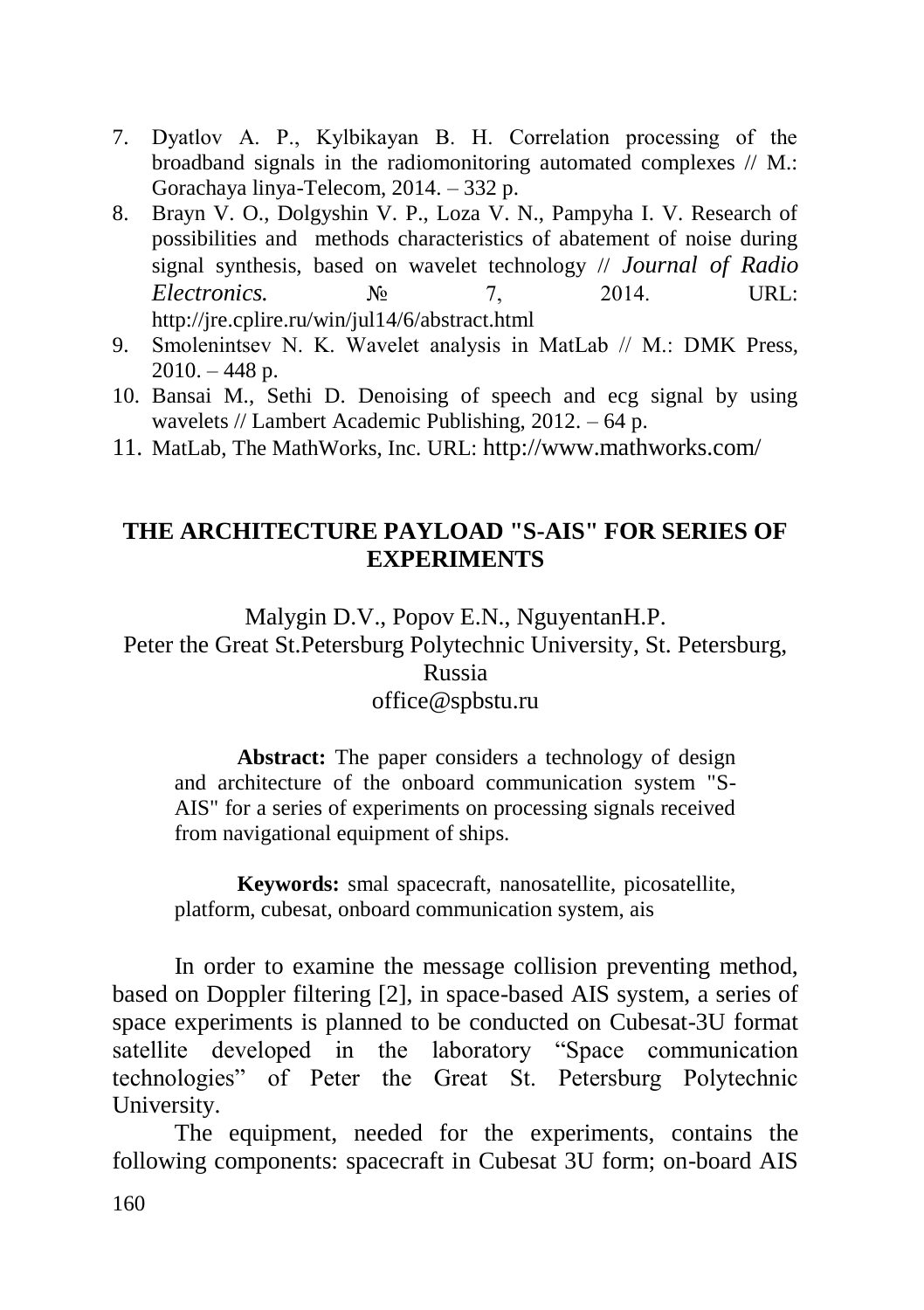7. Dyatlov A. P., Kylbikayan B. H. Correlation processing of the broadband signals in the radiomonitoring automated complexes // M.: Gorachaya linya-Telecom, 2014. – 332 p.
8. Brayn V. O., Dolgyshin V. P., Loza V. N., Pampyha I. V. Research of possibilities and methods characteristics of abatement of noise during signal synthesis, based on wavelet technology // *Journal of Radio Electronics.* № 7, 2014. URL: http://jre.cplire.ru/win/jul14/6/abstract.html
9. Smolenintsev N. K. Wavelet analysis in MatLab // M.: DMK Press, 2010. – 448 p.
10. Bansai M., Sethi D. Denoising of speech and ecg signal by using wavelets // Lambert Academic Publishing, 2012. – 64 p.
11. MatLab, The MathWorks, Inc. URL: http://www.mathworks.com/

## THE ARCHITECTURE PAYLOAD "S-AIS" FOR SERIES OF EXPERIMENTS

Malygin D.V., Popov E.N., NguyentanH.P.
Peter the Great St.Petersburg Polytechnic University, St. Petersburg, Russia
office@spbstu.ru

**Abstract:** The paper considers a technology of design and architecture of the onboard communication system "S-AIS" for a series of experiments on processing signals received from navigational equipment of ships.

**Keywords:** smal spacecraft, nanosatellite, picosatellite, platform, cubesat, onboard communication system, ais

In order to examine the message collision preventing method, based on Doppler filtering [2], in space-based AIS system, a series of space experiments is planned to be conducted on Cubesat-3U format satellite developed in the laboratory "Space communication technologies" of Peter the Great St. Petersburg Polytechnic University.

The equipment, needed for the experiments, contains the following components: spacecraft in Cubesat 3U form; on-board AIS